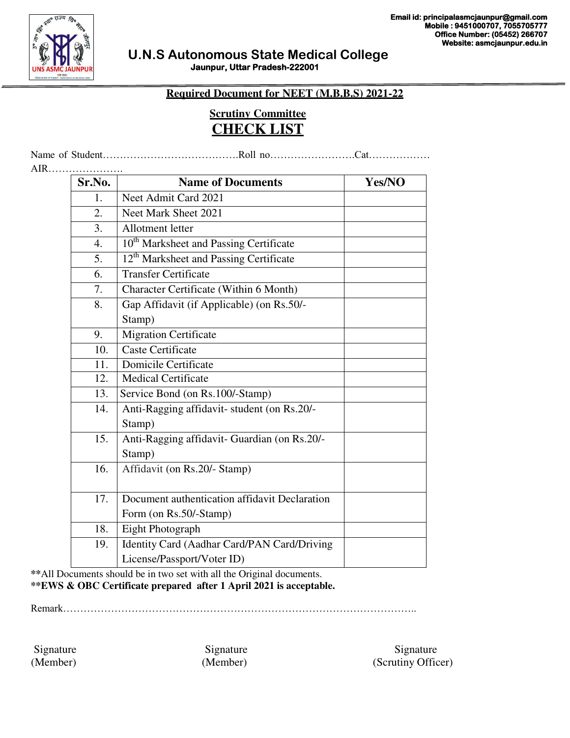Email id: principalasmcjaunpur@gmail.com
Mobile : 9451000707, 7055705777
Office Number: (05452) 266707
Website: asmcjaunpur.edu.in

# U.N.S Autonomous State Medical College

**Jaunpur, Uttar Pradesh-222001**

## Required Document for NEET (M.B.B.S) 2021-22

### Scrutiny Committee

# CHECK LIST

Name of Student………………………………….Roll no…………………….Cat………………
AIR………………….

| Sr.No. | Name of Documents | Yes/NO |
|---|---|---|
| 1. | Neet Admit Card 2021 | |
| 2. | Neet Mark Sheet 2021 | |
| 3. | Allotment letter | |
| 4. | 10th Marksheet and Passing Certificate | |
| 5. | 12th Marksheet and Passing Certificate | |
| 6. | Transfer Certificate | |
| 7. | Character Certificate (Within 6 Month) | |
| 8. | Gap Affidavit (if Applicable) (on Rs.50/- Stamp) | |
| 9. | Migration Certificate | |
| 10. | Caste Certificate | |
| 11. | Domicile Certificate | |
| 12. | Medical Certificate | |
| 13. | Service Bond (on Rs.100/-Stamp) | |
| 14. | Anti-Ragging affidavit- student (on Rs.20/- Stamp) | |
| 15. | Anti-Ragging affidavit- Guardian (on Rs.20/- Stamp) | |
| 16. | Affidavit (on Rs.20/- Stamp) | |
| 17. | Document authentication affidavit Declaration Form (on Rs.50/-Stamp) | |
| 18. | Eight Photograph | |
| 19. | Identity Card (Aadhar Card/PAN Card/Driving License/Passport/Voter ID) | |

**All Documents should be in two set with all the Original documents.

****EWS & OBC Certificate prepared after 1 April 2021 is acceptable.**

Remark……………………………………………………………………………………….

Signature (Member) | Signature (Member) | Signature (Scrutiny Officer)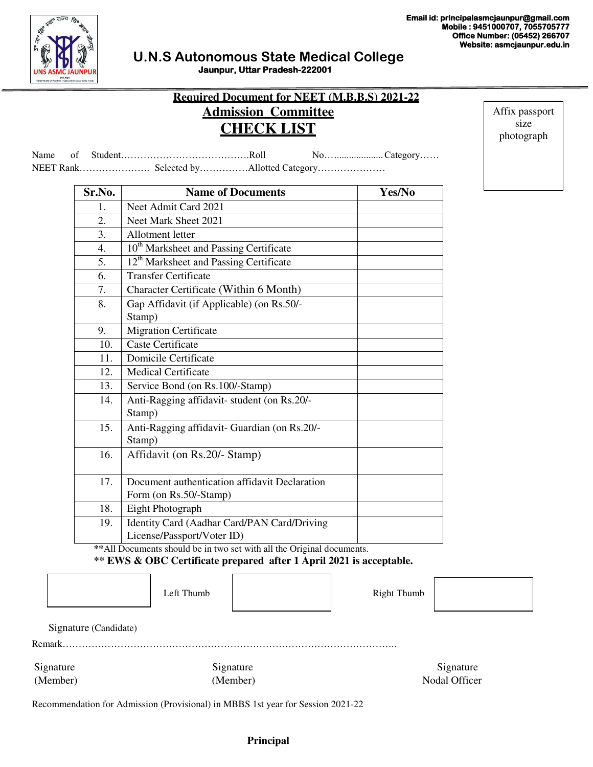Email id: principalasmcjaunpur@gmail.com
Mobile : 9451000707, 7055705777
Office Number: (05452) 266707
Website: asmcjaunpur.edu.in

## U.N.S Autonomous State Medical College

**Jaunpur, Uttar Pradesh-222001**

**Required Document for NEET (M.B.B.S) 2021-22**

## Admission Committee

## CHECK LIST

Affix passport size photograph

Name of Student………………………………….Roll No…..................Category……
NEET Rank…………………. Selected by……………Allotted Category…………………

| Sr.No. | Name of Documents | Yes/No |
|---|---|---|
| 1. | Neet Admit Card 2021 | |
| 2. | Neet Mark Sheet 2021 | |
| 3. | Allotment letter | |
| 4. | 10th Marksheet and Passing Certificate | |
| 5. | 12th Marksheet and Passing Certificate | |
| 6. | Transfer Certificate | |
| 7. | Character Certificate (Within 6 Month) | |
| 8. | Gap Affidavit (if Applicable) (on Rs.50/- Stamp) | |
| 9. | Migration Certificate | |
| 10. | Caste Certificate | |
| 11. | Domicile Certificate | |
| 12. | Medical Certificate | |
| 13. | Service Bond (on Rs.100/-Stamp) | |
| 14. | Anti-Ragging affidavit- student (on Rs.20/- Stamp) | |
| 15. | Anti-Ragging affidavit- Guardian (on Rs.20/- Stamp) | |
| 16. | Affidavit (on Rs.20/- Stamp) | |
| 17. | Document authentication affidavit Declaration Form (on Rs.50/-Stamp) | |
| 18. | Eight Photograph | |
| 19. | Identity Card (Aadhar Card/PAN Card/Driving License/Passport/Voter ID) | |

**All Documents should be in two set with all the Original documents.

**** EWS & OBC Certificate prepared after 1 April 2021 is acceptable.**

Left Thumb

Right Thumb

Signature (Candidate)

Remark………………………………………………………………………………………..

Signature (Member)

Signature (Member)

Signature Nodal Officer

Recommendation for Admission (Provisional) in MBBS 1st year for Session 2021-22

**Principal**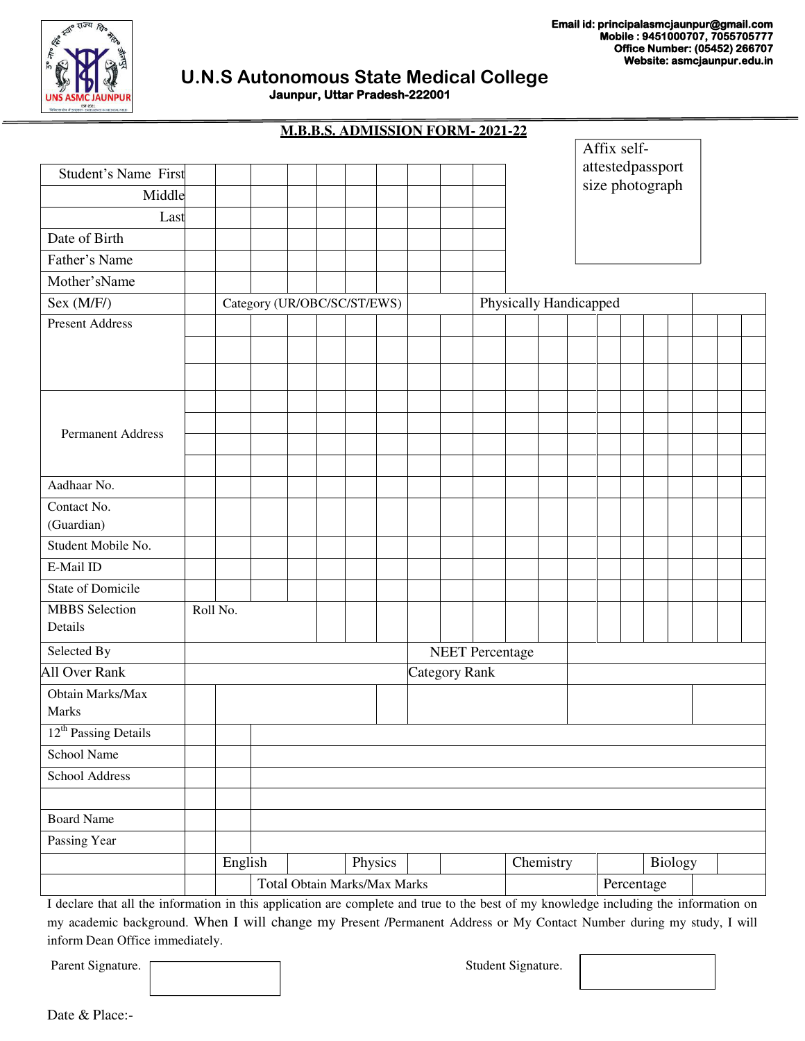Email id: principalasmcjaunpur@gmail.com
Mobile : 9451000707, 7055705777
Office Number: (05452) 266707
Website: asmcjaunpur.edu.in

# U.N.S Autonomous State Medical College

**Jaunpur, Uttar Pradesh-222001**

## M.B.B.S. ADMISSION FORM- 2021-22

Affix self-attestedpassport size photograph

| | | | | |
|---|---|---|---|---|
| Student's Name First | | | | |
| Middle | | | | |
| Last | | | | |
| Date of Birth | | | | |
| Father's Name | | | | |
| Mother'sName | | | | |
| Sex (M/F/) | Category (UR/OBC/SC/ST/EWS) | | Physically Handicapped | |
| Present Address | | | | |
| Permanent Address | | | | |
| Aadhaar No. | | | | |
| Contact No. (Guardian) | | | | |
| Student Mobile No. | | | | |
| E-Mail ID | | | | |
| State of Domicile | | | | |
| MBBS Selection Details | Roll No. | | | |
| Selected By | | NEET Percentage | | |
| All Over Rank | | Category Rank | | |
| Obtain Marks/Max Marks | | | | |
| 12th Passing Details | | | | |
| School Name | | | | |
| School Address | | | | |
| | | | | |
| Board Name | | | | |
| Passing Year | | | | |
| | English | Physics | Chemistry | Biology |
| | Total Obtain Marks/Max Marks | | Percentage | |

I declare that all the information in this application are complete and true to the best of my knowledge including the information on my academic background. When I will change my Present /Permanent Address or My Contact Number during my study, I will inform Dean Office immediately.

Parent Signature. &nbsp;&nbsp;&nbsp;&nbsp;&nbsp;&nbsp;&nbsp;&nbsp;&nbsp;&nbsp; Student Signature.

Date & Place:-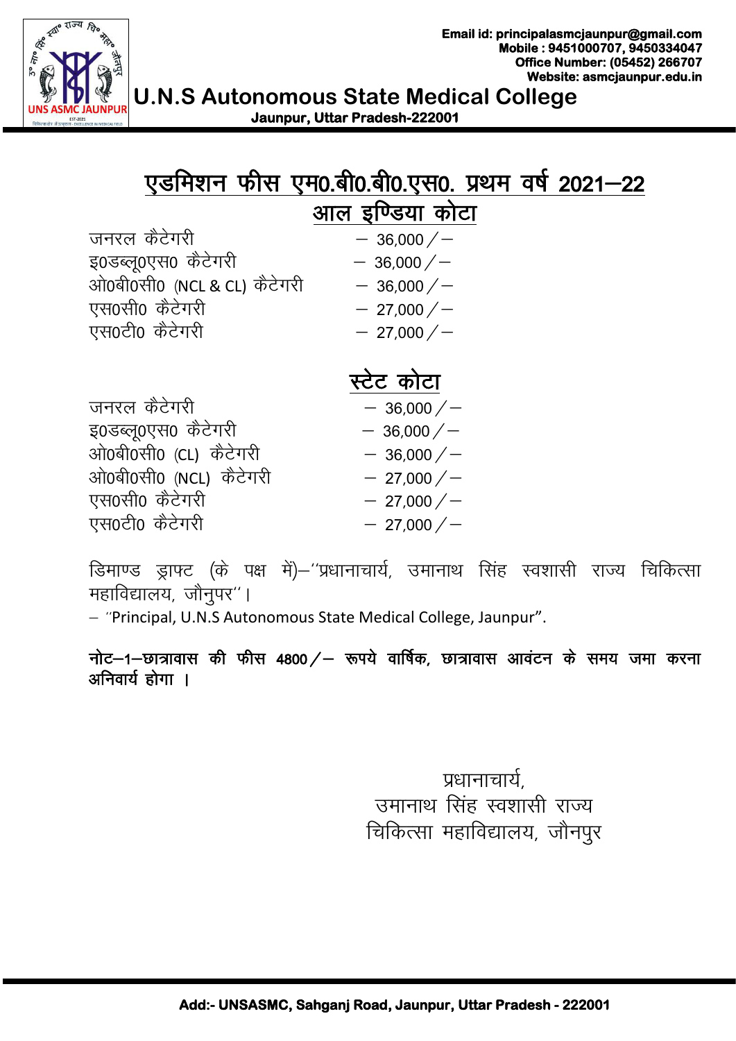Email id: principalasmcjaunpur@gmail.com
Mobile : 9451000707, 9450334047
Office Number: (05452) 266707
Website: asmcjaunpur.edu.in

# U.N.S Autonomous State Medical College

**Jaunpur, Uttar Pradesh-222001**

## एडमिशन फीस एम0.बी0.बी0.एस0. प्रथम वर्ष 2021—22

### आल इण्डिया कोटा

| | |
|---|---|
| जनरल कैटेगरी | — 36,000 / — |
| इ0डब्लू0एस0 कैटेगरी | — 36,000 / — |
| ओ0बी0सी0 (NCL & CL) कैटेगरी | — 36,000 / — |
| एस0सी0 कैटेगरी | — 27,000 / — |
| एस0टी0 कैटेगरी | — 27,000 / — |

### स्टेट कोटा

| | |
|---|---|
| जनरल कैटेगरी | — 36,000 / — |
| इ0डब्लू0एस0 कैटेगरी | — 36,000 / — |
| ओ0बी0सी0 (CL) कैटेगरी | — 36,000 / — |
| ओ0बी0सी0 (NCL) कैटेगरी | — 27,000 / — |
| एस0सी0 कैटेगरी | — 27,000 / — |
| एस0टी0 कैटेगरी | — 27,000 / — |

डिमाण्ड ड्राफ्ट (के पक्ष में)—''प्रधानाचार्य, उमानाथ सिंह स्वशासी राज्य चिकित्सा महाविद्यालय, जौनुपर'' ।
— ''Principal, U.N.S Autonomous State Medical College, Jaunpur".

**नोट—1—छात्रावास की फीस 4800 / — रूपये वार्षिक, छात्रावास आवंटन के समय जमा करना अनिवार्य होगा ।**

प्रधानाचार्य,
उमानाथ सिंह स्वशासी राज्य
चिकित्सा महाविद्यालय, जौनपुर

Add:- UNSASMC, Sahganj Road, Jaunpur, Uttar Pradesh - 222001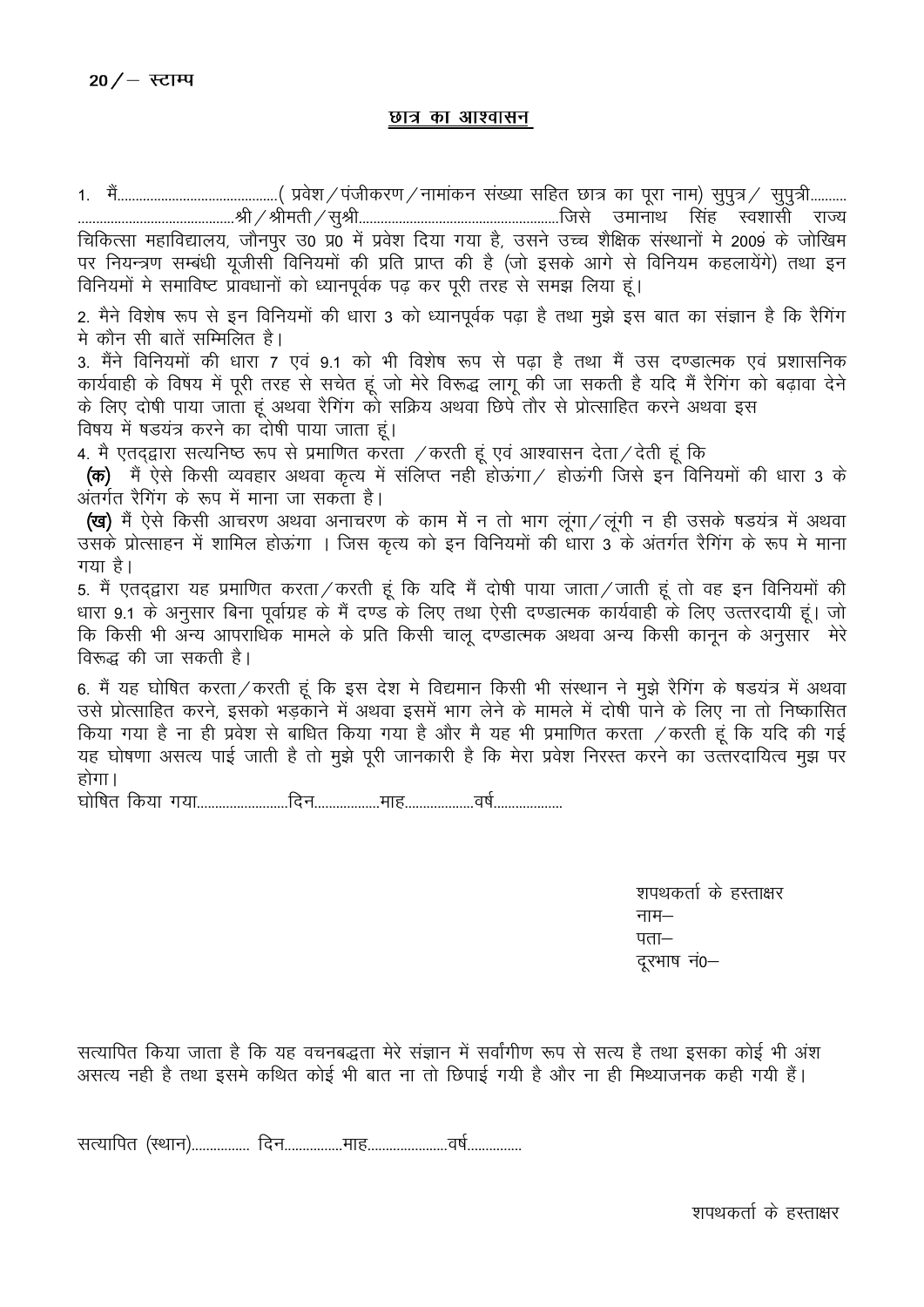20/– स्टाम्प

## <u>छात्र का आश्वासन</u>

1. मैं..........................................( प्रवेश/पंजीकरण/नामांकन संख्या सहित छात्र का पूरा नाम) सुपुत्र/ सुपुत्री.......... ..........................................श्री/श्रीमती/सुश्री....................................................जिसे उमानाथ सिंह स्वशासी राज्य चिकित्सा महाविद्यालय, जौनपुर उ0 प्र0 में प्रवेश दिया गया है, उसने उच्च शैक्षिक संस्थानों मे 2009 के जोखिम पर नियन्त्रण सम्बंधी यूजीसी विनियमों की प्रति प्राप्त की है (जो इसके आगे से विनियम कहलायेंगे) तथा इन विनियमों मे समाविष्ट प्रावधानों को ध्यानपूर्वक पढ़ कर पूरी तरह से समझ लिया हूं।

2. मैने विशेष रूप से इन विनियमों की धारा 3 को ध्यानपूर्वक पढ़ा है तथा मुझे इस बात का संज्ञान है कि रैगिंग मे कौन सी बातें सम्मिलित है।

3. मैंने विनियमों की धारा 7 एवं 9.1 को भी विशेष रूप से पढ़ा है तथा मैं उस दण्डात्मक एवं प्रशासनिक कार्यवाही के विषय में पूरी तरह से सचेत हूं जो मेरे विरूद्ध लागू की जा सकती है यदि मैं रैगिंग को बढ़ावा देने के लिए दोषी पाया जाता हूं अथवा रैगिंग को सक्रिय अथवा छिपे तौर से प्रोत्साहित करने अथवा इस विषय में षडयंत्र करने का दोषी पाया जाता हूं।

4. मै एतद्द्वारा सत्यनिष्ठ रूप से प्रमाणित करता /करती हूं एवं आश्वासन देता/देती हूं कि

**(क)** मैं ऐसे किसी व्यवहार अथवा कृत्य में संलिप्त नही होऊंगा/ होऊंगी जिसे इन विनियमों की धारा 3 के अंतर्गत रैगिंग के रूप में माना जा सकता है।

**(ख)** मैं ऐसे किसी आचरण अथवा अनाचरण के काम में न तो भाग लूंगा/लूंगी न ही उसके षडयंत्र में अथवा उसके प्रोत्साहन में शामिल होऊंगा । जिस कृत्य को इन विनियमों की धारा 3 के अंतर्गत रैगिंग के रूप मे माना गया है।

5. मैं एतद्द्वारा यह प्रमाणित करता/करती हूं कि यदि मैं दोषी पाया जाता/जाती हूं तो वह इन विनियमों की धारा 9.1 के अनुसार बिना पूर्वाग्रह के मैं दण्ड के लिए तथा ऐसी दण्डात्मक कार्यवाही के लिए उत्तरदायी हूं। जो कि किसी भी अन्य आपराधिक मामले के प्रति किसी चालू दण्डात्मक अथवा अन्य किसी कानून के अनुसार मेरे विरूद्ध की जा सकती है।

6. मैं यह घोषित करता/करती हूं कि इस देश मे विद्यमान किसी भी संस्थान ने मुझे रैगिंग के षडयंत्र में अथवा उसे प्रोत्साहित करने, इसको भड़काने में अथवा इसमें भाग लेने के मामले में दोषी पाने के लिए ना तो निष्कासित किया गया है ना ही प्रवेश से बाधित किया गया है और मै यह भी प्रमाणित करता /करती हूं कि यदि की गई यह घोषणा असत्य पाई जाती है तो मुझे पूरी जानकारी है कि मेरा प्रवेश निरस्त करने का उत्तरदायित्व मुझ पर होगा।

घोषित किया गया........................दिन.................माह..................वर्ष..................

शपथकर्ता के हस्ताक्षर  
नाम–  
पता–  
दूरभाष नं0–

सत्यापित किया जाता है कि यह वचनबद्धता मेरे संज्ञान में सर्वांगीण रूप से सत्य है तथा इसका कोई भी अंश असत्य नही है तथा इसमे कथित कोई भी बात ना तो छिपाई गयी है और ना ही मिथ्याजनक कही गयी हैं।

सत्यापित (स्थान)................ दिन................माह......................वर्ष..............

शपथकर्ता के हस्ताक्षर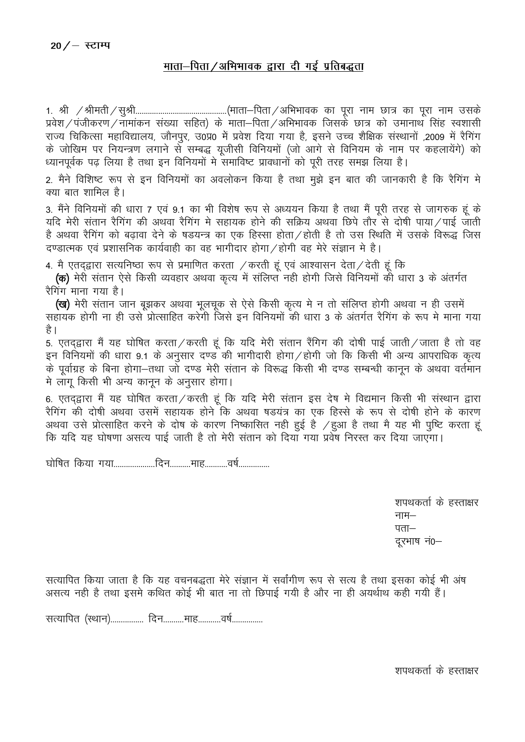**20/– स्टाम्प**

## <u>माता–पिता/अभिभावक द्वारा दी गई प्रतिबद्धता</u>

1. श्री /श्रीमती/सुश्री..........................................(माता–पिता/अभिभावक का पूरा नाम छात्र का पूरा नाम उसके प्रवेश/पंजीकरण/नामांकन संख्या सहित) के माता–पिता/अभिभावक जिसके छात्र को उमानाथ सिंह स्वशासी राज्य चिकित्सा महाविद्यालय, जौनपुर, उ0प्र0 में प्रवेश दिया गया है, इसने उच्च शैक्षिक संस्थानों ,2009 में रैगिंग के जोखिम पर नियन्त्रण लगाने से सम्बद्ध यूजीसी विनियमों (जो आगे से विनियम के नाम पर कहलायेंगे) को ध्यानपूर्वक पढ़ लिया है तथा इन विनियमों मे समाविष्ट प्रावधानों को पूरी तरह समझ लिया है।

2. मैने विशिष्ट रूप से इन विनियमों का अवलोकन किया है तथा मुझे इन बात की जानकारी है कि रैगिंग मे क्या बात शामिल है।

3. मैंने विनियमों की धारा 7 एवं 9.1 का भी विशेष रूप से अध्ययन किया है तथा मैं पूरी तरह से जागरुक हूं के यदि मेरी संतान रैगिंग की अथवा रैगिंग मे सहायक होने की सक्रिय अथवा छिपे तौर से दोषी पाया/पाई जाती है अथवा रैगिंग को बढ़ावा देने के षडयन्त्र का एक हिस्सा होता/होती है तो उस स्थिति में उसके विरूद्ध जिस दण्डात्मक एवं प्रशासनिक कार्यवाही का वह भागीदार होगा/होगी वह मेरे संज्ञान मे है।

4. मै एतद्द्वारा सत्यनिष्ठा रूप से प्रमाणित करता /करती हूं एवं आश्वासन देता/देती हूं कि

**(क)** मेरी संतान ऐसे किसी व्यवहार अथवा कृत्य में संलिप्त नही होगी जिसे विनियमों की धारा 3 के अंतर्गत रैगिंग माना गया है।

**(ख)** मेरी संतान जान बूझकर अथवा भूलचूक से ऐसे किसी कृत्य मे न तो संलिप्त होगी अथवा न ही उसमें सहायक होगी ना ही उसे प्रोत्साहित करेगी जिसे इन विनियमों की धारा 3 के अंतर्गत रैगिंग के रूप मे माना गया है।

5. एतद्द्वारा मैं यह घोषित करता/करती हूं कि यदि मेरी संतान रैंगिग की दोषी पाई जाती/जाता है तो वह इन विनियमों की धारा 9.1 के अनुसार दण्ड की भागीदारी होगा/होगी जो कि किसी भी अन्य आपराधिक कृत्य के पूर्वाग्रह के बिना होगा–तथा जो दण्ड मेरी संतान के विरूद्ध किसी भी दण्ड सम्बन्धी कानून के अथवा वर्तमान मे लागू किसी भी अन्य कानून के अनुसार होगा।

6. एतद्द्वारा मैं यह घोषित करता/करती हूं कि यदि मेरी संतान इस देष मे विद्यमान किसी भी संस्थान द्वारा रैगिंग की दोषी अथवा उसमें सहायक होने कि अथवा षडयंत्र का एक हिस्से के रूप से दोषी होने के कारण अथवा उसे प्रोत्साहित करने के दोष के कारण निष्कासित नही हुई है /हुआ है तथा मै यह भी पुष्टि करता हूं कि यदि यह घोषणा असत्य पाई जाती है तो मेरी संतान को दिया गया प्रवेष निरस्त कर दिया जाएगा।

घोषित किया गया...................दिन..........माह...........वर्ष...............

शपथकर्ता के हस्ताक्षर
नाम–
पता–
दूरभाष नं0–

सत्यापित किया जाता है कि यह वचनबद्धता मेरे संज्ञान में सर्वांगीण रूप से सत्य है तथा इसका कोई भी अंष असत्य नही है तथा इसमे कथित कोई भी बात ना तो छिपाई गयी है और ना ही अयर्थाथ कही गयी हैं।

सत्यापित (स्थान)................ दिन..........माह...........वर्ष..............

शपथकर्ता के हस्ताक्षर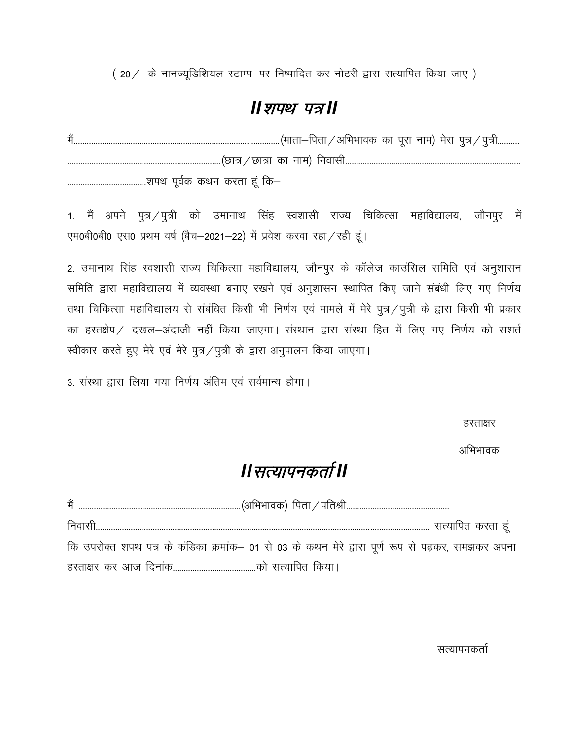( 20/–के नानज्यूडिशियल स्टाम्प–पर निष्पादित कर नोटरी द्वारा सत्यापित किया जाए )

# ***॥शपथ पत्र॥***

मैं.............................................................................................(माता–पिता/अभिभावक का पूरा नाम) मेरा पुत्र/पुत्री.......... ......................................................................(छात्र/छात्रा का नाम) निवासी.................................................................................. ....................................शपथ पूर्वक कथन करता हूं कि–

1. मैं अपने पुत्र/पुत्री को उमानाथ सिंह स्वशासी राज्य चिकित्सा महाविद्यालय, जौनपुर में एम0बी0बी0 एस0 प्रथम वर्ष (बैच–2021–22) में प्रवेश करवा रहा/रही हूं।

2. उमानाथ सिंह स्वशासी राज्य चिकित्सा महाविद्यालय, जौनपुर के कॉलेज काउंसिल समिति एवं अनुशासन समिति द्वारा महाविद्यालय में व्यवस्था बनाए रखने एवं अनुशासन स्थापित किए जाने संबंधी लिए गए निर्णय तथा चिकित्सा महाविद्यालय से संबंधित किसी भी निर्णय एवं मामले में मेरे पुत्र/पुत्री के द्वारा किसी भी प्रकार का हस्तक्षेप/ दखल–अंदाजी नहीं किया जाएगा। संस्थान द्वारा संस्था हित में लिए गए निर्णय को सशर्त स्वीकार करते हुए मेरे एवं मेरे पुत्र/पुत्री के द्वारा अनुपालन किया जाएगा।

3. संस्था द्वारा लिया गया निर्णय अंतिम एवं सर्वमान्य होगा।

हस्ताक्षर

अभिभावक

# ***॥सत्यापनकर्ता॥***

मैं ..........................................................................(अभिभावक) पिता/पतिश्री................................................

निवासी.......................................................................................................................................... सत्यापित करता हूं कि उपरोक्त शपथ पत्र के कंडिका क्रमांक– 01 से 03 के कथन मेरे द्वारा पूर्ण रूप से पढ़कर, समझकर अपना हस्ताक्षर कर आज दिनांक......................................को सत्यापित किया।

सत्यापनकर्ता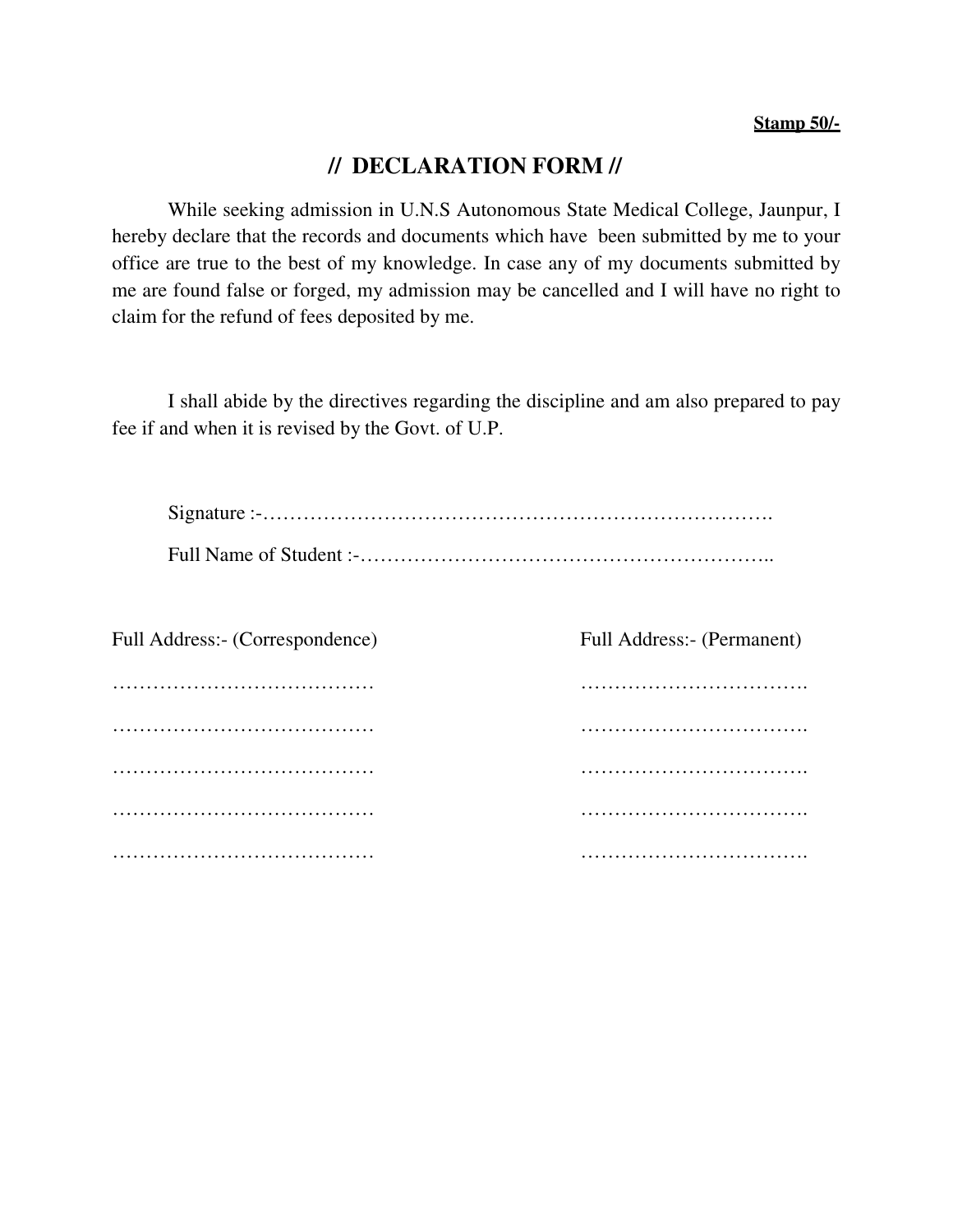**Stamp 50/-**

# // DECLARATION FORM //

While seeking admission in U.N.S Autonomous State Medical College, Jaunpur, I hereby declare that the records and documents which have been submitted by me to your office are true to the best of my knowledge. In case any of my documents submitted by me are found false or forged, my admission may be cancelled and I will have no right to claim for the refund of fees deposited by me.

I shall abide by the directives regarding the discipline and am also prepared to pay fee if and when it is revised by the Govt. of U.P.

Signature :-…………………………………………………………………….

Full Name of Student :-……………………………………………………..

| Full Address:- (Correspondence) | Full Address:- (Permanent) |
|---|---|
| ………………………………… | ……………………………. |
| ………………………………… | ……………………………. |
| ………………………………… | ……………………………. |
| ………………………………… | ……………………………. |
| ………………………………… | ……………………………. |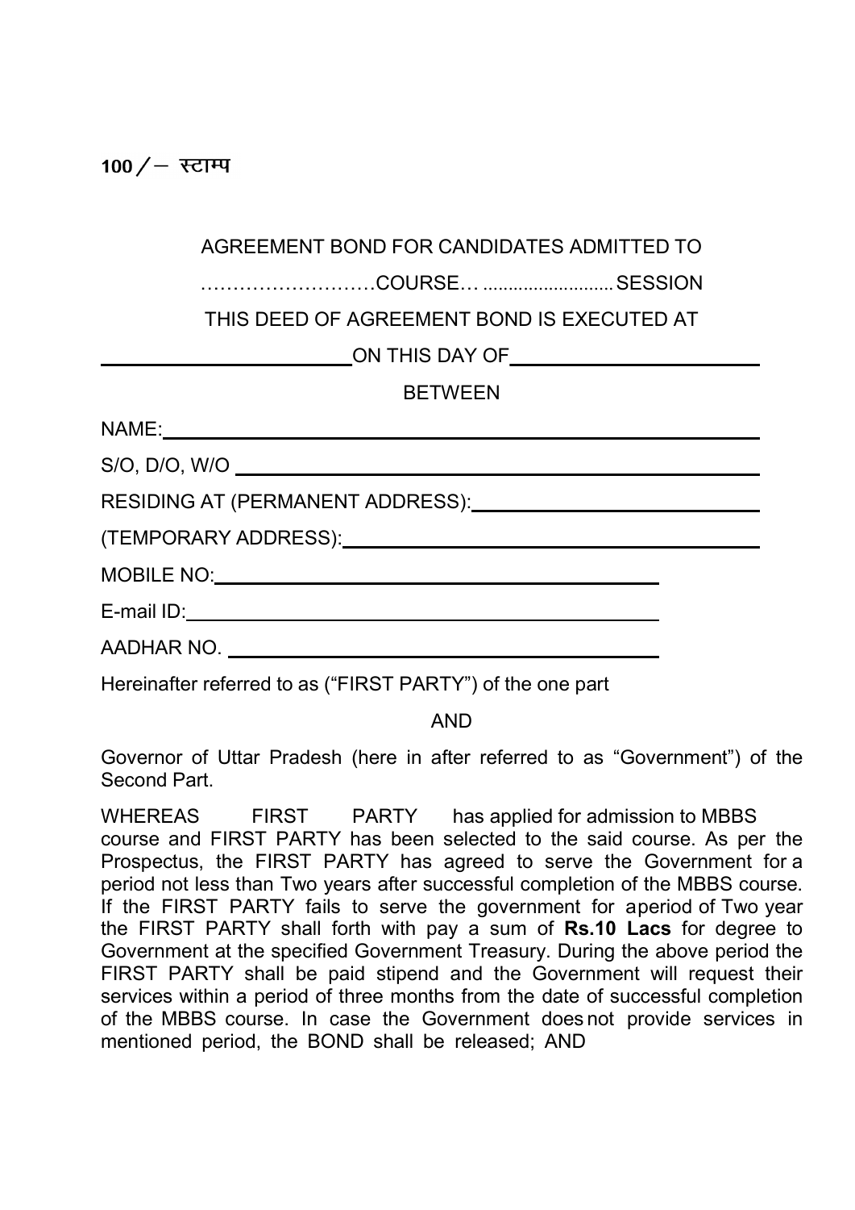**100 /– स्टाम्प**

AGREEMENT BOND FOR CANDIDATES ADMITTED TO

……………………COURSE… ......................... SESSION

THIS DEED OF AGREEMENT BOND IS EXECUTED AT

______________________ON THIS DAY OF______________________

BETWEEN

NAME:________________________________________________

S/O, D/O, W/O ________________________________________

RESIDING AT (PERMANENT ADDRESS):_____________________

(TEMPORARY ADDRESS):_____________________________________

MOBILE NO:_________________________________________

E-mail ID:__________________________________________

AADHAR NO. ________________________________________

Hereinafter referred to as ("FIRST PARTY") of the one part

AND

Governor of Uttar Pradesh (here in after referred to as "Government") of the Second Part.

WHEREAS FIRST PARTY has applied for admission to MBBS course and FIRST PARTY has been selected to the said course. As per the Prospectus, the FIRST PARTY has agreed to serve the Government for a period not less than Two years after successful completion of the MBBS course. If the FIRST PARTY fails to serve the government for aperiod of Two year the FIRST PARTY shall forth with pay a sum of **Rs.10 Lacs** for degree to Government at the specified Government Treasury. During the above period the FIRST PARTY shall be paid stipend and the Government will request their services within a period of three months from the date of successful completion of the MBBS course. In case the Government does not provide services in mentioned period, the BOND shall be released; AND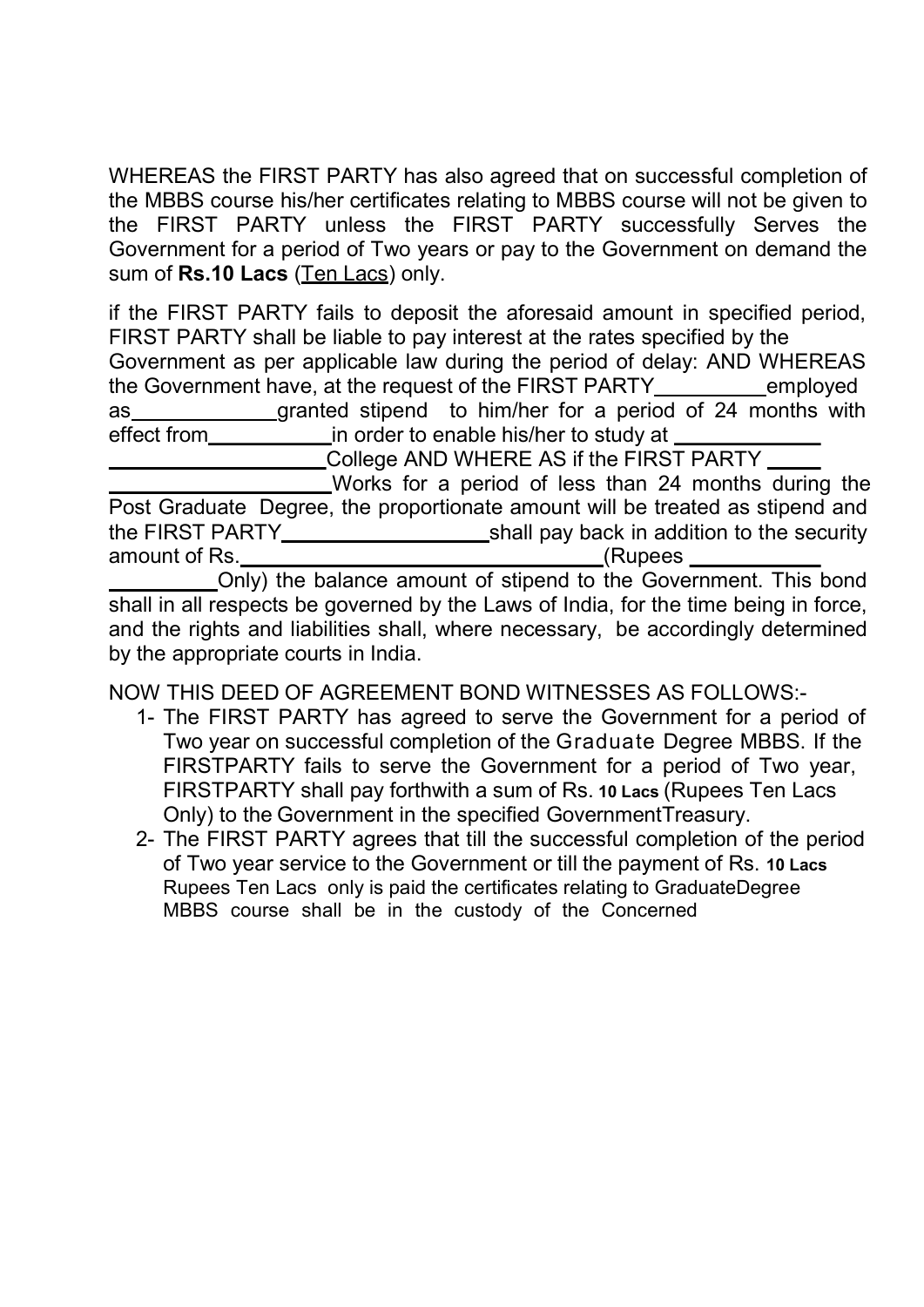WHEREAS the FIRST PARTY has also agreed that on successful completion of the MBBS course his/her certificates relating to MBBS course will not be given to the FIRST PARTY unless the FIRST PARTY successfully Serves the Government for a period of Two years or pay to the Government on demand the sum of **Rs.10 Lacs** (Ten Lacs) only.

if the FIRST PARTY fails to deposit the aforesaid amount in specified period, FIRST PARTY shall be liable to pay interest at the rates specified by the Government as per applicable law during the period of delay: AND WHEREAS the Government have, at the request of the FIRST PARTY__________employed as_____________granted stipend to him/her for a period of 24 months with effect from___________in order to enable his/her to study at _____________ ___________________College AND WHERE AS if the FIRST PARTY _____ ___________________Works for a period of less than 24 months during the Post Graduate Degree, the proportionate amount will be treated as stipend and the FIRST PARTY__________________shall pay back in addition to the security amount of Rs.______________________________(Rupees ___________ _________Only) the balance amount of stipend to the Government. This bond shall in all respects be governed by the Laws of India, for the time being in force, and the rights and liabilities shall, where necessary, be accordingly determined by the appropriate courts in India.

NOW THIS DEED OF AGREEMENT BOND WITNESSES AS FOLLOWS:-

1- The FIRST PARTY has agreed to serve the Government for a period of Two year on successful completion of the Graduate Degree MBBS. If the FIRSTPARTY fails to serve the Government for a period of Two year, FIRSTPARTY shall pay forthwith a sum of Rs. **10 Lacs** (Rupees Ten Lacs Only) to the Government in the specified GovernmentTreasury.
2- The FIRST PARTY agrees that till the successful completion of the period of Two year service to the Government or till the payment of Rs. **10 Lacs** Rupees Ten Lacs only is paid the certificates relating to GraduateDegree MBBS course shall be in the custody of the Concerned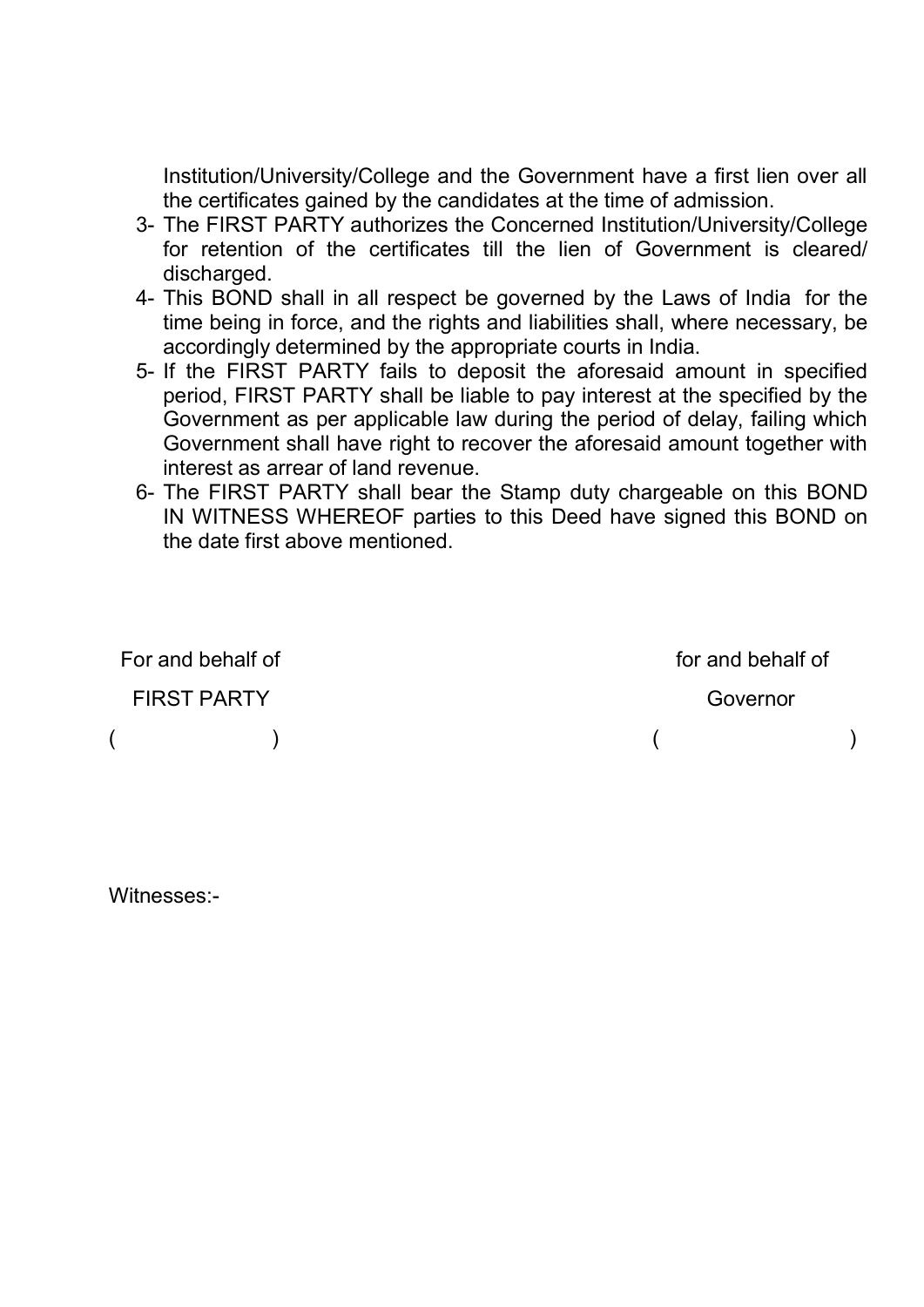Institution/University/College and the Government have a first lien over all the certificates gained by the candidates at the time of admission.

3- The FIRST PARTY authorizes the Concerned Institution/University/College for retention of the certificates till the lien of Government is cleared/ discharged.
4- This BOND shall in all respect be governed by the Laws of India for the time being in force, and the rights and liabilities shall, where necessary, be accordingly determined by the appropriate courts in India.
5- If the FIRST PARTY fails to deposit the aforesaid amount in specified period, FIRST PARTY shall be liable to pay interest at the specified by the Government as per applicable law during the period of delay, failing which Government shall have right to recover the aforesaid amount together with interest as arrear of land revenue.
6- The FIRST PARTY shall bear the Stamp duty chargeable on this BOND IN WITNESS WHEREOF parties to this Deed have signed this BOND on the date first above mentioned.

| For and behalf of | for and behalf of |
|---|---|
| FIRST PARTY | Governor |
| (                    ) | (                    ) |

Witnesses:-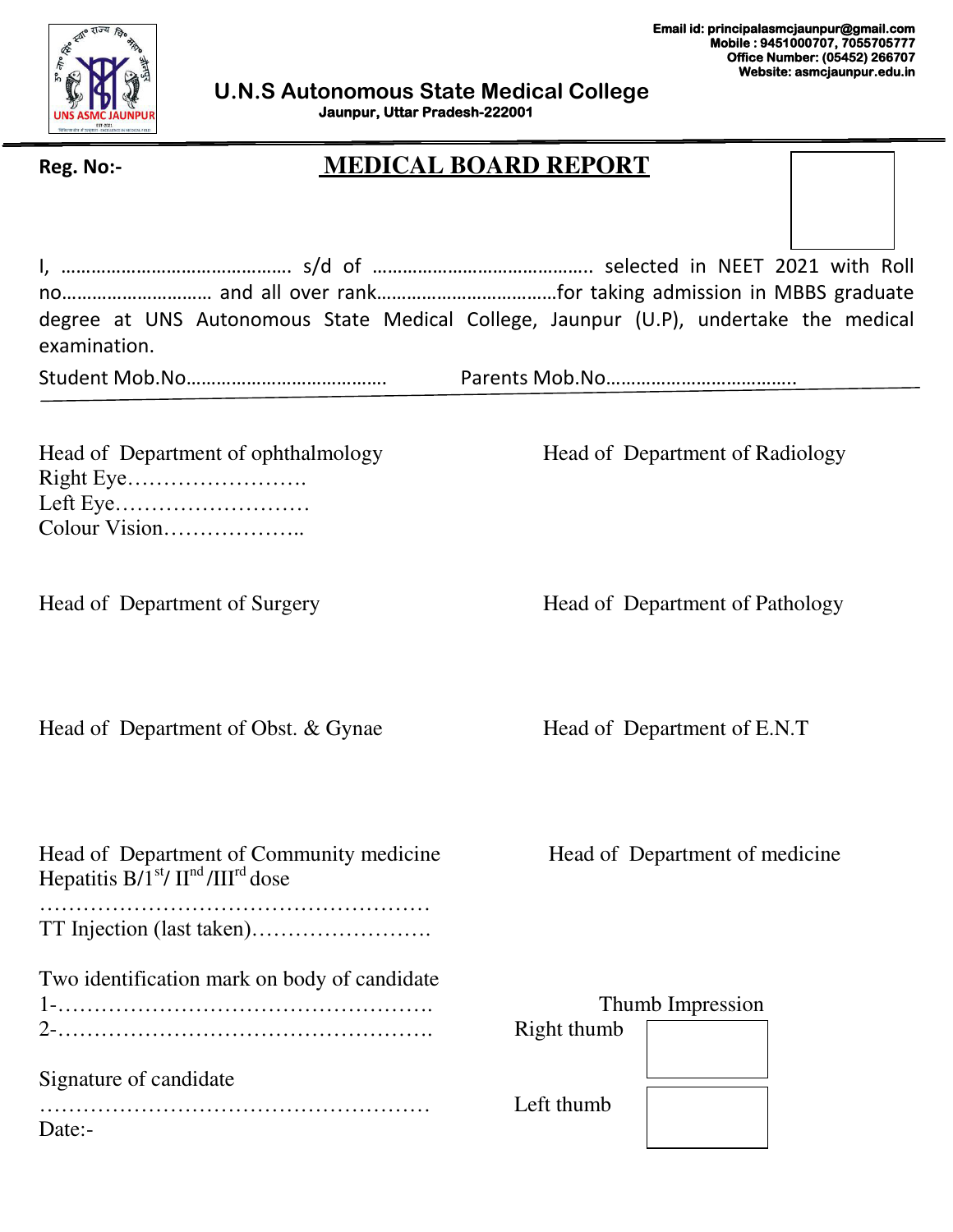Email id: principalasmcjaunpur@gmail.com
Mobile : 9451000707, 7055705777
Office Number: (05452) 266707
Website: asmcjaunpur.edu.in

**U.N.S Autonomous State Medical College**
**Jaunpur, Uttar Pradesh-222001**

**Reg. No:-**

# MEDICAL BOARD REPORT

I, ……………………………………… s/d of …………………………………… selected in NEET 2021 with Roll no……………………… and all over rank……………………………for taking admission in MBBS graduate degree at UNS Autonomous State Medical College, Jaunpur (U.P), undertake the medical examination.

Student Mob.No…………………………………    Parents Mob.No………………………………..

Head of Department of ophthalmology
Right Eye…………………….
Left Eye………………………
Colour Vision………………..

Head of Department of Radiology

Head of Department of Surgery

Head of Department of Pathology

Head of Department of Obst. & Gynae

Head of Department of E.N.T

Head of Department of Community medicine
Hepatitis B/1st/ IInd /IIIrd dose
………………………………………………
TT Injection (last taken)…………………….

Head of Department of medicine

Two identification mark on body of candidate
1-…………………………………………….
2-…………………………………………….

Signature of candidate
………………………………………………
Date:-

Thumb Impression
Right thumb
Left thumb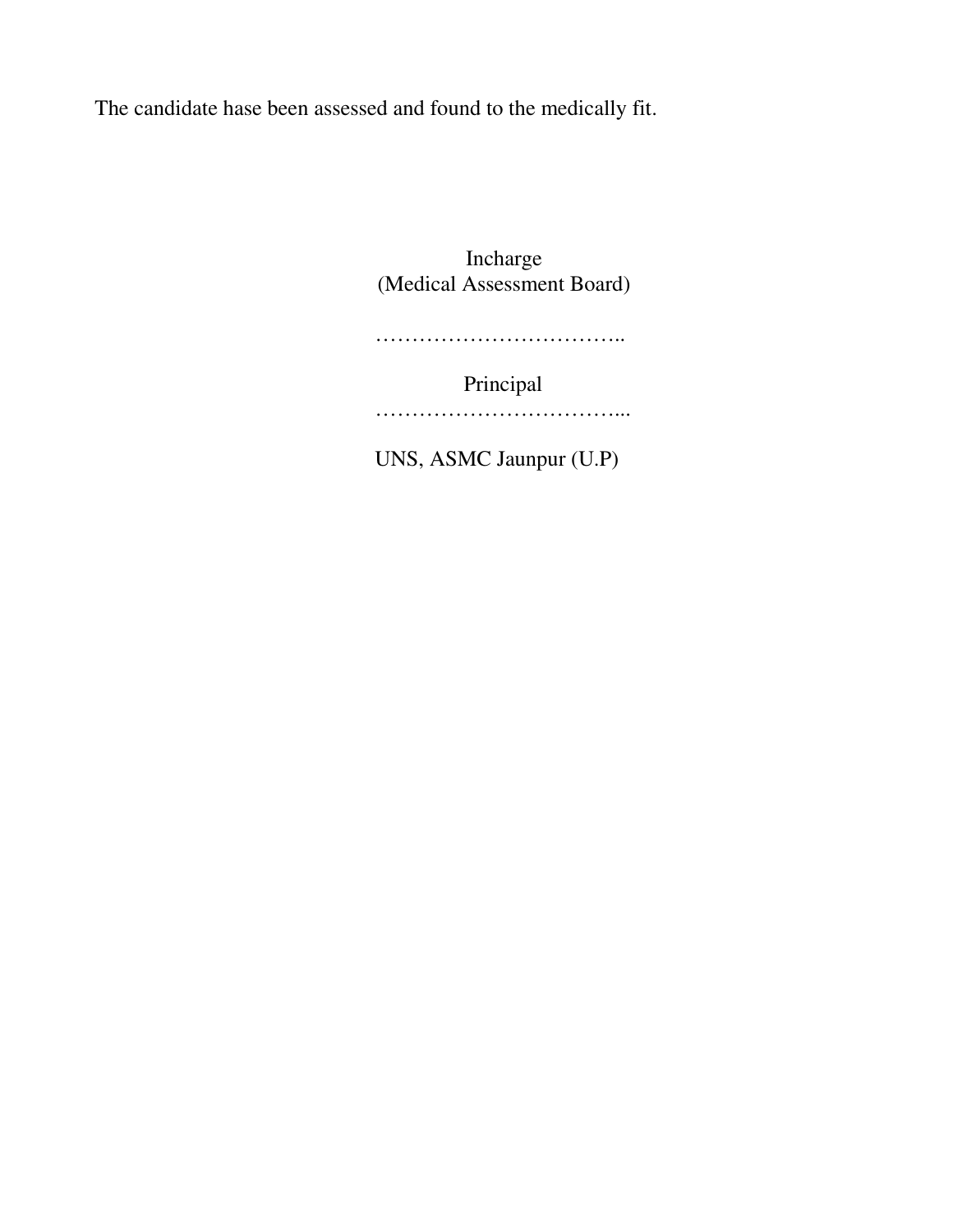The candidate hase been assessed and found to the medically fit.

Incharge
(Medical Assessment Board)

……………………………..

Principal
……………………………...

UNS, ASMC Jaunpur (U.P)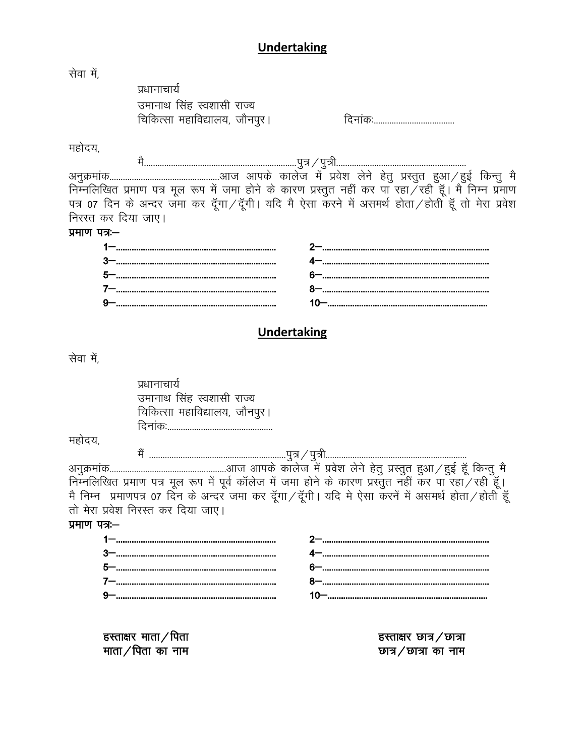## Undertaking

सेवा में,

प्रधानाचार्य
उमानाथ सिंह स्वशासी राज्य
चिकित्सा महाविद्यालय, जौनपुर। दिनांकः...................................

महोदय,

मै...................................................................पुत्र/पुत्री.........................................................
अनुक्रमांक................................................आज आपके कालेज में प्रवेश लेने हेतु प्रस्तुत हुआ/हुई किन्तु मै निम्नलिखित प्रमाण पत्र मूल रूप में जमा होने के कारण प्रस्तुत नहीं कर पा रहा/रही हूँ। मै निम्न प्रमाण पत्र 07 दिन के अन्दर जमा कर दूँगा/दूँगी। यदि मै ऐसा करने में असमर्थ होता/होती हूँ तो मेरा प्रवेश निरस्त कर दिया जाए।

**प्रमाण पत्रः–**

| | |
|---|---|
| 1–...................................................................... | 2–...................................................................... |
| 3–...................................................................... | 4–...................................................................... |
| 5–...................................................................... | 6–...................................................................... |
| 7–...................................................................... | 8–...................................................................... |
| 9–...................................................................... | 10–...................................................................... |

## Undertaking

सेवा में,

प्रधानाचार्य
उमानाथ सिंह स्वशासी राज्य
चिकित्सा महाविद्यालय, जौनपुर।
दिनांकः..............................................

महोदय,

मैं .............................................................पुत्र/पुत्री..............................................................
अनुक्रमांक....................................................आज आपके कालेज में प्रवेश लेने हेतु प्रस्तुत हुआ/हुई हूँ किन्तु मै निम्नलिखित प्रमाण पत्र मूल रूप में पूर्व कॉलेज में जमा होने के कारण प्रस्तुत नहीं कर पा रहा/रही हूँ। मै निम्न प्रमाणपत्र 07 दिन के अन्दर जमा कर दूँगा/दूँगी। यदि मे ऐसा करनें में असमर्थ होता/होती हूँ तो मेरा प्रवेश निरस्त कर दिया जाए।

**प्रमाण पत्रः–**

| | |
|---|---|
| 1–...................................................................... | 2–...................................................................... |
| 3–...................................................................... | 4–...................................................................... |
| 5–...................................................................... | 6–...................................................................... |
| 7–...................................................................... | 8–...................................................................... |
| 9–...................................................................... | 10–...................................................................... |

**हस्ताक्षर माता/पिता** **हस्ताक्षर छात्र/छात्रा**
**माता/पिता का नाम** **छात्र/छात्रा का नाम**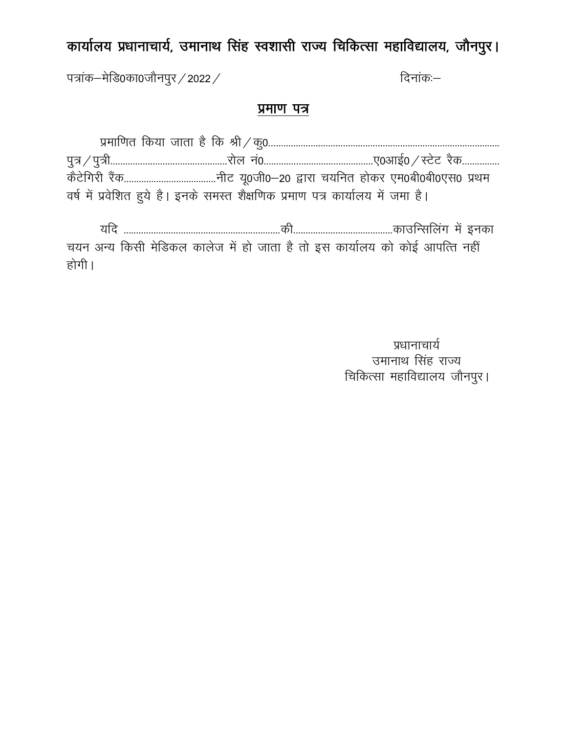# कार्यालय प्रधानाचार्य, उमानाथ सिंह स्वशासी राज्य चिकित्सा महाविद्यालय, जौनपुर।

पत्रांक–मेडि0का0जौनपुर / 2022 / दिनांकः–

## प्रमाण पत्र

प्रमाणित किया जाता है कि श्री / कु0.................................................................................................. पुत्र / पुत्री.............................................रोल नं0...........................................ए0आई0 / स्टेट रैक.............. कैटेगिरी रैंक....................................नीट यू0जी0–20 द्वारा चयनित होकर एम0बी0बी0एस0 प्रथम वर्ष में प्रवेशित हुये है। इनके समस्त शैक्षणिक प्रमाण पत्र कार्यालय में जमा है।

यदि ..............................................................की.......................................काउन्सिलिंग में इनका चयन अन्य किसी मेडिकल कालेज में हो जाता है तो इस कार्यालय को कोई आपत्ति नहीं होगी।

प्रधानाचार्य
उमानाथ सिंह राज्य
चिकित्सा महाविद्यालय जौनपुर।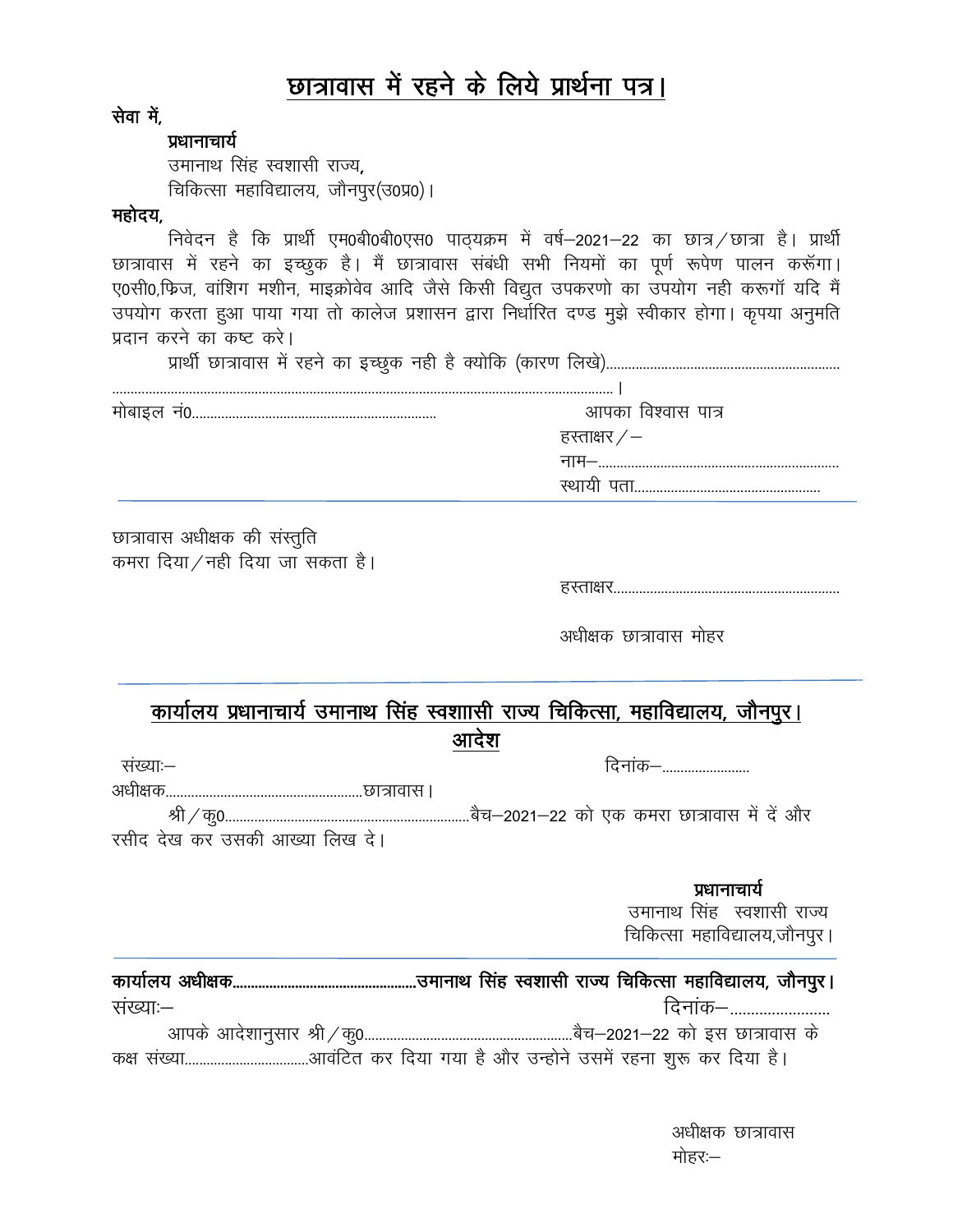# छात्रावास में रहने के लिये प्रार्थना पत्र।

**सेवा में,**

**प्रधानाचार्य**
उमानाथ सिंह स्वशासी राज्य,
चिकित्सा महाविद्यालय, जौनपुर(उ0प्र0)।

**महोदय,**

निवेदन है कि प्रार्थी एम0बी0बी0एस0 पाठ्यक्रम में वर्ष–2021–22 का छात्र/छात्रा है। प्रार्थी छात्रावास में रहने का इच्छुक है। मैं छात्रावास संबंधी सभी नियमों का पूर्ण रूपेण पालन करूँगा। ए0सी0,फ्रिज, वांशिग मशीन, माइक्रोवेव आदि जैसे किसी विद्युत उपकरणो का उपयोग नही करूगॉ यदि मैं उपयोग करता हुआ पाया गया तो कालेज प्रशासन द्वारा निर्धारित दण्ड मुझे स्वीकार होगा। कृपया अनुमति प्रदान करने का कष्ट करे।

प्रार्थी छात्रावास में रहने का इच्छुक नही है क्योकि (कारण लिखे)..........................................................................................................................................................................................................।

मोबाइल नं0..................................................................

आपका विश्वास पात्र
हस्ताक्षर/–
नाम–..................................................................
स्थायी पता..................................................

---

छात्रावास अधीक्षक की संस्तुति
कमरा दिया/नही दिया जा सकता है।

हस्ताक्षर.............................................................

अधीक्षक छात्रावास मोहर

---

## कार्यालय प्रधानाचार्य उमानाथ सिंह स्वशाासी राज्य चिकित्सा, महाविद्यालय, जौनपुर।

## आदेश

संख्याः–                                                                दिनांक–........................

अधीक्षक.....................................................छात्रावास।

श्री/कु0..................................................................बैच–2021–22 को एक कमरा छात्रावास में दें और रसीद देख कर उसकी आख्या लिख दे।

**प्रधानाचार्य**
उमानाथ सिंह स्वशासी राज्य
चिकित्सा महाविद्यालय,जौनपुर।

---

**कार्यालय अधीक्षक.................................................उमानाथ सिंह स्वशासी राज्य चिकित्सा महाविद्यालय, जौनपुर।**

संख्याः–                                                                दिनांक–.......................

आपके आदेशानुसार श्री/कु0........................................................बैच–2021–22 को इस छात्रावास के कक्ष संख्या.................................आवंटित कर दिया गया है और उन्होने उसमें रहना शुरू कर दिया है।

अधीक्षक छात्रावास
मोहरः–